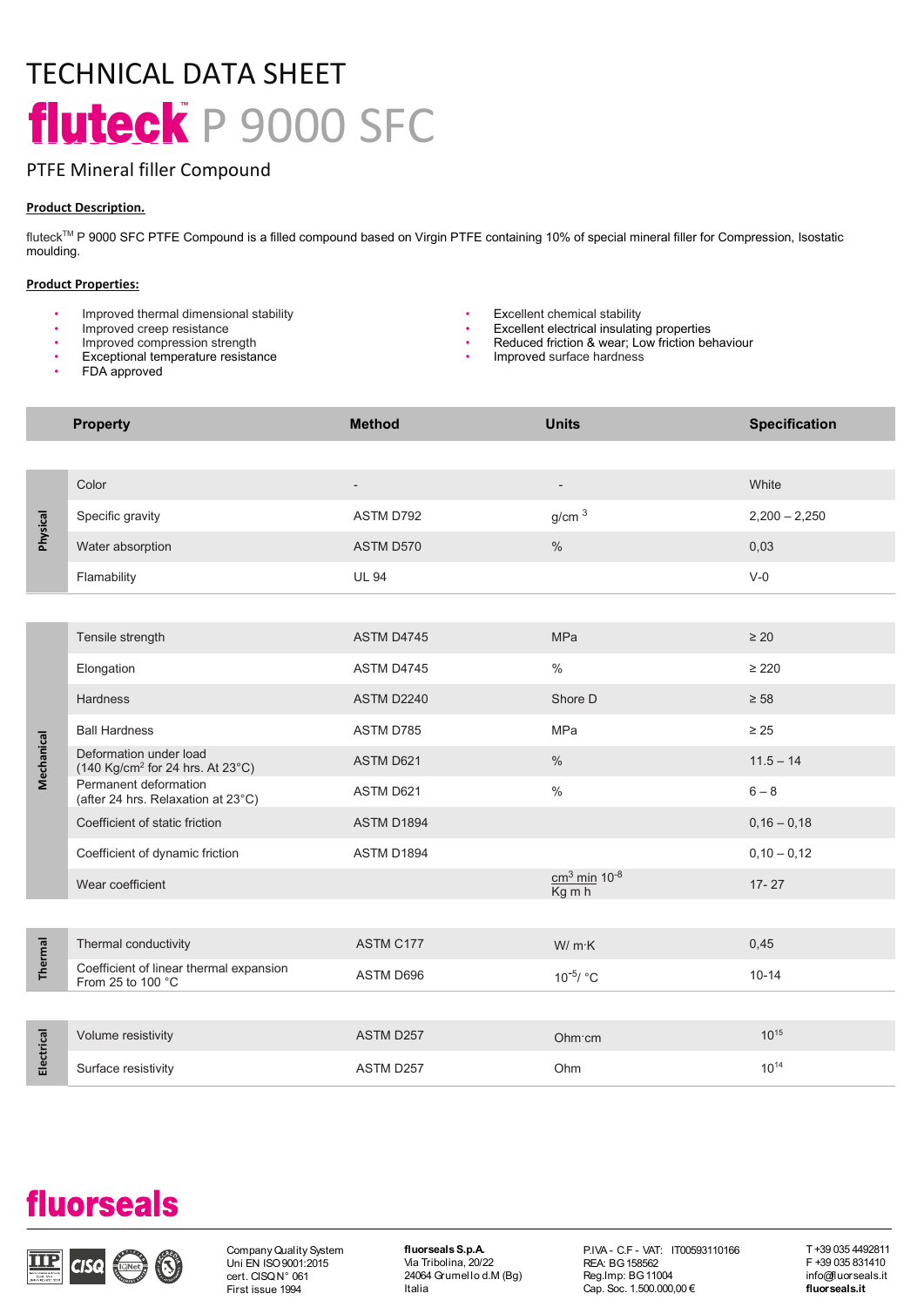# TECHNICAL DATA SHEET

# fluteck™ P 9000 SFC

## PTFE Mineral filler Compound

**Product Description.**

fluteck™ P 9000 SFC PTFE Compound is a filled compound based on Virgin PTFE containing 10% of special mineral filler for Compression, Isostatic moulding.

**Product Properties:**

- Improved thermal dimensional stability
- Improved creep resistance
- Improved compression strength
- Exceptional temperature resistance
- FDA approved
- Excellent chemical stability
- Excellent electrical insulating properties
- Reduced friction & wear; Low friction behaviour
- Improved surface hardness

| | Property | Method | Units | Specification |
|---|---|---|---|---|
| Physical | Color | - | - | White |
| | Specific gravity | ASTM D792 | $g/cm^3$ | 2,200 – 2,250 |
| | Water absorption | ASTM D570 | % | 0,03 |
| | Flamability | UL 94 | | V-0 |
| Mechanical | Tensile strength | ASTM D4745 | MPa | ≥ 20 |
| | Elongation | ASTM D4745 | % | ≥ 220 |
| | Hardness | ASTM D2240 | Shore D | ≥ 58 |
| | Ball Hardness | ASTM D785 | MPa | ≥ 25 |
| | Deformation under load (140 $Kg/cm^2$ for 24 hrs. At 23°C) | ASTM D621 | % | 11.5 – 14 |
| | Permanent deformation (after 24 hrs. Relaxation at 23°C) | ASTM D621 | % | 6 – 8 |
| | Coefficient of static friction | ASTM D1894 | | 0,16 – 0,18 |
| | Coefficient of dynamic friction | ASTM D1894 | | 0,10 – 0,12 |
| | Wear coefficient | | $\frac{cm^3\ min}{Kg\ m\ h}$ $10^{-8}$ | 17- 27 |
| Thermal | Thermal conductivity | ASTM C177 | W/ m·K | 0,45 |
| | Coefficient of linear thermal expansion From 25 to 100 °C | ASTM D696 | $10^{-5}$/ °C | 10-14 |
| Electrical | Volume resistivity | ASTM D257 | Ohm·cm | $10^{15}$ |
| | Surface resistivity | ASTM D257 | Ohm | $10^{14}$ |

**fluorseals**

Company Quality System
Uni EN ISO 9001:2015
cert. CISQ N° 061
First issue 1994

**fluorseals S.p.A.**
Via Tribolina, 20/22
24064 Grumello d.M (Bg)
Italia

P.IVA - C.F - VAT: IT00593110166
REA: BG 158562
Reg.Imp: BG 11004
Cap. Soc. 1.500.000,00 €

T +39 035 4492811
F +39 035 831410
info@fluorseals.it
**fluorseals.it**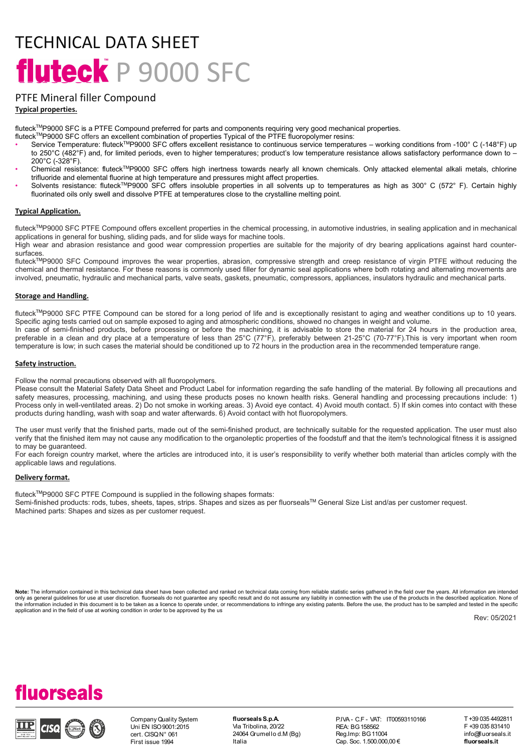# TECHNICAL DATA SHEET

# fluteck™ P 9000 SFC

## PTFE Mineral filler Compound

**Typical properties.**

fluteck[TM]P9000 SFC is a PTFE Compound preferred for parts and components requiring very good mechanical properties.
fluteck[TM]P9000 SFC offers an excellent combination of properties Typical of the PTFE fluoropolymer resins:

- Service Temperature: fluteck[TM]P9000 SFC offers excellent resistance to continuous service temperatures – working conditions from -100° C (-148°F) up to 250°C (482°F) and, for limited periods, even to higher temperatures; product's low temperature resistance allows satisfactory performance down to – 200°C (-328°F).
- Chemical resistance: fluteck[TM]P9000 SFC offers high inertness towards nearly all known chemicals. Only attacked elemental alkali metals, chlorine trifluoride and elemental fluorine at high temperature and pressures might affect properties.
- Solvents resistance: fluteck[TM]P9000 SFC offers insoluble properties in all solvents up to temperatures as high as 300° C (572° F). Certain highly fluorinated oils only swell and dissolve PTFE at temperatures close to the crystalline melting point.

**Typical Application.**

fluteck[TM]P9000 SFC PTFE Compound offers excellent properties in the chemical processing, in automotive industries, in sealing application and in mechanical applications in general for bushing, sliding pads, and for slide ways for machine tools.
High wear and abrasion resistance and good wear compression properties are suitable for the majority of dry bearing applications against hard counter-surfaces.
fluteck[TM]P9000 SFC Compound improves the wear properties, abrasion, compressive strength and creep resistance of virgin PTFE without reducing the chemical and thermal resistance. For these reasons is commonly used filler for dynamic seal applications where both rotating and alternating movements are involved, pneumatic, hydraulic and mechanical parts, valve seats, gaskets, pneumatic, compressors, appliances, insulators hydraulic and mechanical parts.

**Storage and Handling.**

fluteck[TM]P9000 SFC PTFE Compound can be stored for a long period of life and is exceptionally resistant to aging and weather conditions up to 10 years. Specific aging tests carried out on sample exposed to aging and atmospheric conditions, showed no changes in weight and volume.
In case of semi-finished products, before processing or before the machining, it is advisable to store the material for 24 hours in the production area, preferable in a clean and dry place at a temperature of less than 25°C (77°F), preferably between 21-25°C (70-77°F).This is very important when room temperature is low; in such cases the material should be conditioned up to 72 hours in the production area in the recommended temperature range.

**Safety instruction.**

Follow the normal precautions observed with all fluoropolymers.
Please consult the Material Safety Data Sheet and Product Label for information regarding the safe handling of the material. By following all precautions and safety measures, processing, machining, and using these products poses no known health risks. General handling and processing precautions include: 1) Process only in well-ventilated areas. 2) Do not smoke in working areas. 3) Avoid eye contact. 4) Avoid mouth contact. 5) If skin comes into contact with these products during handling, wash with soap and water afterwards. 6) Avoid contact with hot fluoropolymers.

The user must verify that the finished parts, made out of the semi-finished product, are technically suitable for the requested application. The user must also verify that the finished item may not cause any modification to the organoleptic properties of the foodstuff and that the item's technological fitness it is assigned to may be guaranteed.
For each foreign country market, where the articles are introduced into, it is user's responsibility to verify whether both material than articles comply with the applicable laws and regulations.

**Delivery format.**

fluteck[TM]P9000 SFC PTFE Compound is supplied in the following shapes formats:
Semi-finished products: rods, tubes, sheets, tapes, strips. Shapes and sizes as per fluorseals[TM] General Size List and/as per customer request.
Machined parts: Shapes and sizes as per customer request.

**Note:** The information contained in this technical data sheet have been collected and ranked on technical data coming from reliable statistic series gathered in the field over the years. All information are intended only as general guidelines for use at user discretion. fluorseals do not guarantee any specific result and do not assume any liability in connection with the use of the products in the described application. None of the information included in this document is to be taken as a licence to operate under, or recommendations to infringe any existing patents. Before the use, the product has to be sampled and tested in the specific application and in the field of use at working condition in order to be approved by the us

Rev: 05/2021

fluorseals

Company Quality System
Uni EN ISO 9001:2015
cert. CISQ N° 061
First issue 1994

**fluorseals S.p.A.**
Via Tribolina, 20/22
24064 Grumello d.M (Bg)
Italia

P.IVA - C.F - VAT: IT00593110166
REA: BG 158562
Reg.Imp: BG 11004
Cap. Soc. 1.500.000,00 €

T +39 035 4492811
F +39 035 831410
info@fluorseals.it
**fluorseals.it**